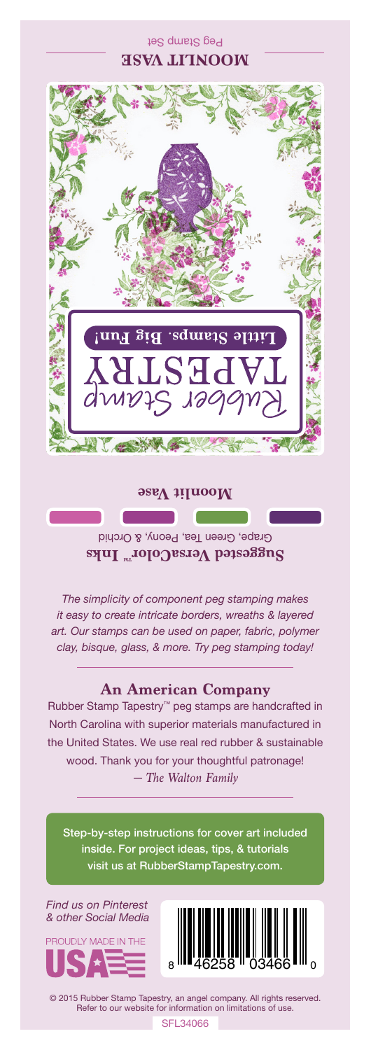# MOONLIT VASE

Peg Stamp Set

Rubber Stamp TAPESTRY

Little Stamps. Big Fun!

**Moonlit Vase**

**Suggested VersaColor™ Inks**

Grape, Green Tea, Peony, & Orchid

*The simplicity of component peg stamping makes it easy to create intricate borders, wreaths & layered art. Our stamps can be used on paper, fabric, polymer clay, bisque, glass, & more. Try peg stamping today!*

## An American Company

Rubber Stamp Tapestry™ peg stamps are handcrafted in North Carolina with superior materials manufactured in the United States. We use real red rubber & sustainable wood. Thank you for your thoughtful patronage!

*— The Walton Family*

Step-by-step instructions for cover art included inside. For project ideas, tips, & tutorials visit us at RubberStampTapestry.com.

*Find us on Pinterest & other Social Media*

PROUDLY MADE IN THE USA

8 46258 03466 0

© 2015 Rubber Stamp Tapestry, an angel company. All rights reserved. Refer to our website for information on limitations of use.

SFL34066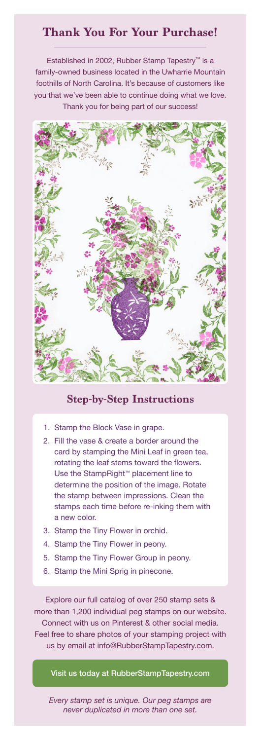## Thank You For Your Purchase!

Established in 2002, Rubber Stamp Tapestry™ is a family-owned business located in the Uwharrie Mountain foothills of North Carolina. It's because of customers like you that we've been able to continue doing what we love. Thank you for being part of our success!

## Step-by-Step Instructions

1. Stamp the Block Vase in grape.
2. Fill the vase & create a border around the card by stamping the Mini Leaf in green tea, rotating the leaf stems toward the flowers. Use the StampRight™ placement line to determine the position of the image. Rotate the stamp between impressions. Clean the stamps each time before re-inking them with a new color.
3. Stamp the Tiny Flower in orchid.
4. Stamp the Tiny Flower in peony.
5. Stamp the Tiny Flower Group in peony.
6. Stamp the Mini Sprig in pinecone.

Explore our full catalog of over 250 stamp sets & more than 1,200 individual peg stamps on our website. Connect with us on Pinterest & other social media. Feel free to share photos of your stamping project with us by email at info@RubberStampTapestry.com.

Visit us today at RubberStampTapestry.com

*Every stamp set is unique. Our peg stamps are never duplicated in more than one set.*